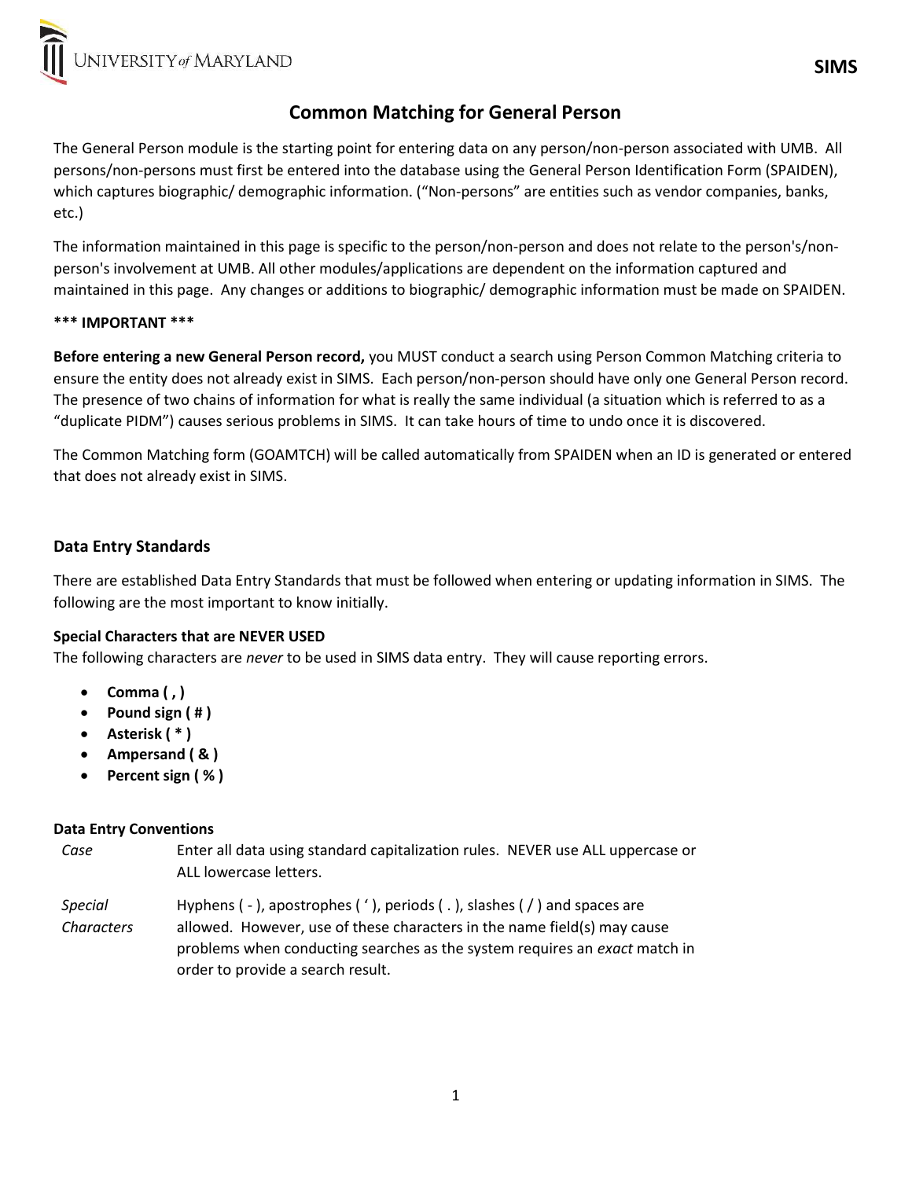# Common Matching for General Person

The General Person module is the starting point for entering data on any person/non-person associated with UMB. All persons/non-persons must first be entered into the database using the General Person Identification Form (SPAIDEN), which captures biographic/ demographic information. ("Non-persons" are entities such as vendor companies, banks, etc.)

The information maintained in this page is specific to the person/non-person and does not relate to the person's/non-person's involvement at UMB. All other modules/applications are dependent on the information captured and maintained in this page. Any changes or additions to biographic/ demographic information must be made on SPAIDEN.

**\*\*\* IMPORTANT \*\*\***

**Before entering a new General Person record,** you MUST conduct a search using Person Common Matching criteria to ensure the entity does not already exist in SIMS. Each person/non-person should have only one General Person record. The presence of two chains of information for what is really the same individual (a situation which is referred to as a "duplicate PIDM") causes serious problems in SIMS. It can take hours of time to undo once it is discovered.

The Common Matching form (GOAMTCH) will be called automatically from SPAIDEN when an ID is generated or entered that does not already exist in SIMS.

## Data Entry Standards

There are established Data Entry Standards that must be followed when entering or updating information in SIMS. The following are the most important to know initially.

**Special Characters that are NEVER USED**

The following characters are *never* to be used in SIMS data entry. They will cause reporting errors.

- **Comma ( , )**
- **Pound sign ( # )**
- **Asterisk ( * )**
- **Ampersand ( & )**
- **Percent sign ( % )**

**Data Entry Conventions**

| | |
|---|---|
| *Case* | Enter all data using standard capitalization rules. NEVER use ALL uppercase or ALL lowercase letters. |
| *Special Characters* | Hyphens ( - ), apostrophes ( ' ), periods ( . ), slashes ( / ) and spaces are allowed. However, use of these characters in the name field(s) may cause problems when conducting searches as the system requires an *exact* match in order to provide a search result. |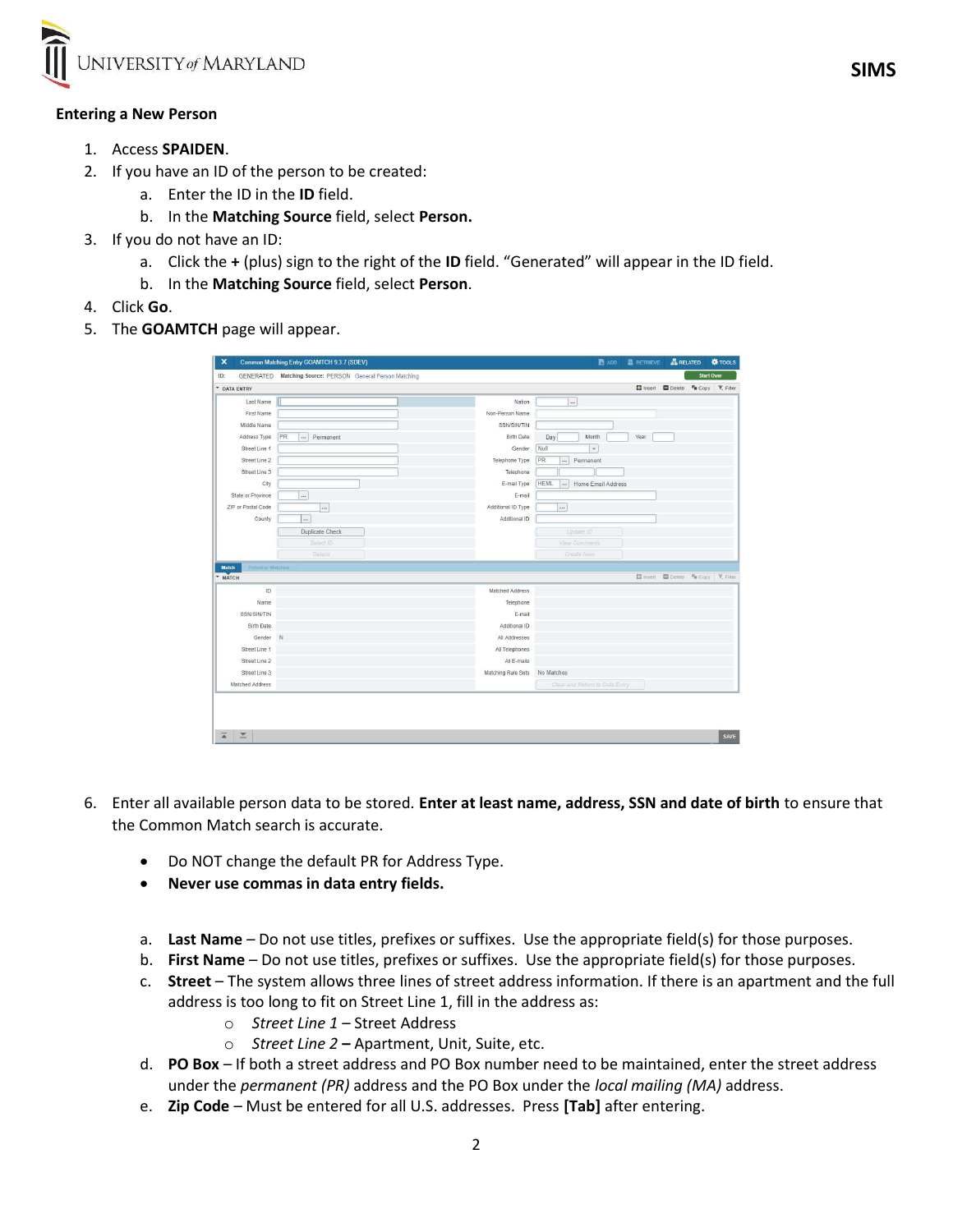### Entering a New Person

1. Access **SPAIDEN**.
2. If you have an ID of the person to be created:
   a. Enter the ID in the **ID** field.
   b. In the **Matching Source** field, select **Person.**
3. If you do not have an ID:
   a. Click the **+** (plus) sign to the right of the **ID** field. "Generated" will appear in the ID field.
   b. In the **Matching Source** field, select **Person**.
4. Click **Go**.
5. The **GOAMTCH** page will appear.

6. Enter all available person data to be stored. **Enter at least name, address, SSN and date of birth** to ensure that the Common Match search is accurate.

   - Do NOT change the default PR for Address Type.
   - **Never use commas in data entry fields.**

   a. **Last Name** – Do not use titles, prefixes or suffixes. Use the appropriate field(s) for those purposes.
   b. **First Name** – Do not use titles, prefixes or suffixes. Use the appropriate field(s) for those purposes.
   c. **Street** – The system allows three lines of street address information. If there is an apartment and the full address is too long to fit on Street Line 1, fill in the address as:
      - *Street Line 1* – Street Address
      - *Street Line 2* **–** Apartment, Unit, Suite, etc.
   d. **PO Box** – If both a street address and PO Box number need to be maintained, enter the street address under the *permanent (PR)* address and the PO Box under the *local mailing (MA)* address.
   e. **Zip Code** – Must be entered for all U.S. addresses. Press **[Tab]** after entering.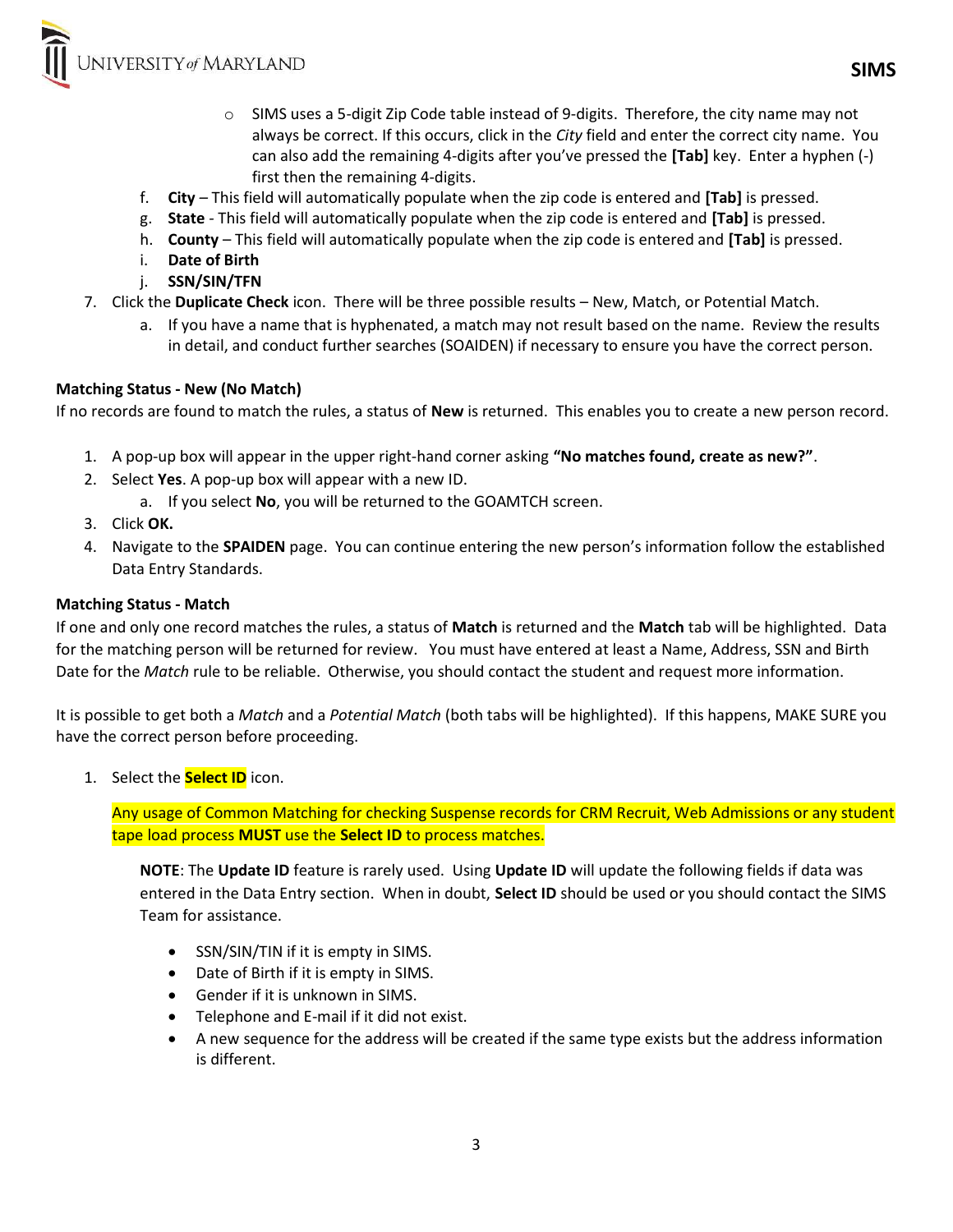- SIMS uses a 5-digit Zip Code table instead of 9-digits. Therefore, the city name may not always be correct. If this occurs, click in the *City* field and enter the correct city name. You can also add the remaining 4-digits after you've pressed the **[Tab]** key. Enter a hyphen (-) first then the remaining 4-digits.

f. **City** – This field will automatically populate when the zip code is entered and **[Tab]** is pressed.
g. **State** - This field will automatically populate when the zip code is entered and **[Tab]** is pressed.
h. **County** – This field will automatically populate when the zip code is entered and **[Tab]** is pressed.
i. **Date of Birth**
j. **SSN/SIN/TFN**

7. Click the **Duplicate Check** icon. There will be three possible results – New, Match, or Potential Match.
   a. If you have a name that is hyphenated, a match may not result based on the name. Review the results in detail, and conduct further searches (SOAIDEN) if necessary to ensure you have the correct person.

**Matching Status - New (No Match)**

If no records are found to match the rules, a status of **New** is returned. This enables you to create a new person record.

1. A pop-up box will appear in the upper right-hand corner asking **"No matches found, create as new?"**.
2. Select **Yes**. A pop-up box will appear with a new ID.
   a. If you select **No**, you will be returned to the GOAMTCH screen.
3. Click **OK.**
4. Navigate to the **SPAIDEN** page. You can continue entering the new person's information follow the established Data Entry Standards.

**Matching Status - Match**

If one and only one record matches the rules, a status of **Match** is returned and the **Match** tab will be highlighted. Data for the matching person will be returned for review. You must have entered at least a Name, Address, SSN and Birth Date for the *Match* rule to be reliable. Otherwise, you should contact the student and request more information.

It is possible to get both a *Match* and a *Potential Match* (both tabs will be highlighted). If this happens, MAKE SURE you have the correct person before proceeding.

1. Select the **Select ID** icon.

   Any usage of Common Matching for checking Suspense records for CRM Recruit, Web Admissions or any student tape load process **MUST** use the **Select ID** to process matches.

   **NOTE**: The **Update ID** feature is rarely used. Using **Update ID** will update the following fields if data was entered in the Data Entry section. When in doubt, **Select ID** should be used or you should contact the SIMS Team for assistance.

   - SSN/SIN/TIN if it is empty in SIMS.
   - Date of Birth if it is empty in SIMS.
   - Gender if it is unknown in SIMS.
   - Telephone and E-mail if it did not exist.
   - A new sequence for the address will be created if the same type exists but the address information is different.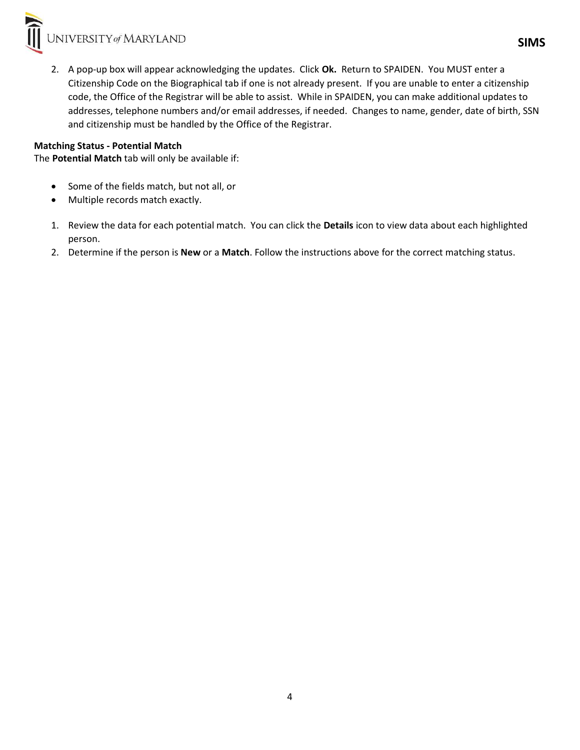2. A pop-up box will appear acknowledging the updates. Click **Ok.** Return to SPAIDEN. You MUST enter a Citizenship Code on the Biographical tab if one is not already present. If you are unable to enter a citizenship code, the Office of the Registrar will be able to assist. While in SPAIDEN, you can make additional updates to addresses, telephone numbers and/or email addresses, if needed. Changes to name, gender, date of birth, SSN and citizenship must be handled by the Office of the Registrar.

**Matching Status - Potential Match**

The **Potential Match** tab will only be available if:

- Some of the fields match, but not all, or
- Multiple records match exactly.

1. Review the data for each potential match. You can click the **Details** icon to view data about each highlighted person.
2. Determine if the person is **New** or a **Match**. Follow the instructions above for the correct matching status.